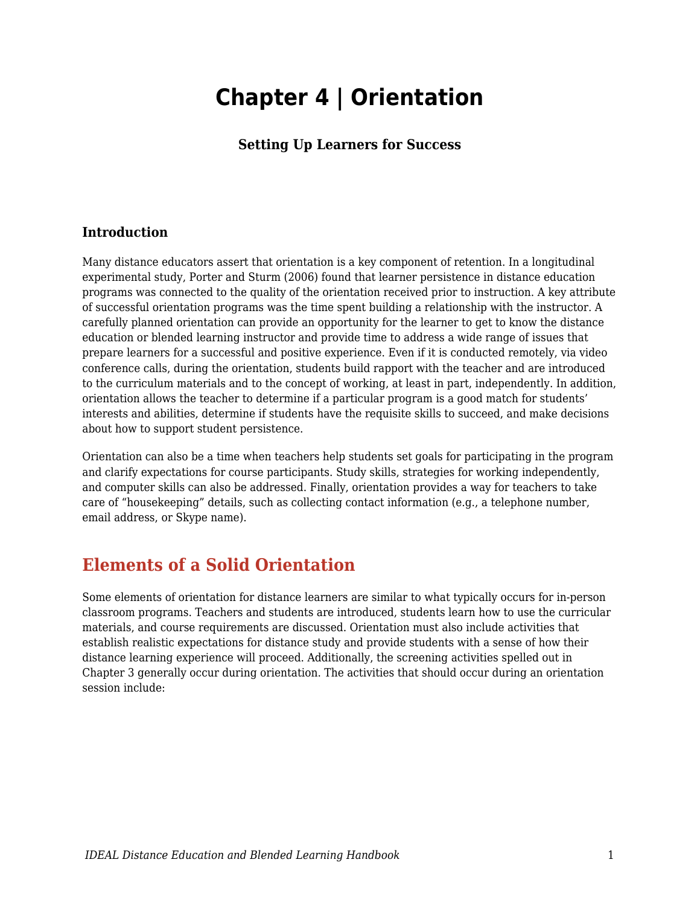# Chapter 4 | Orientation

### Setting Up Learners for Success

### Introduction

Many distance educators assert that orientation is a key component of retention. In a longitudinal experimental study, Porter and Sturm (2006) found that learner persistence in distance education programs was connected to the quality of the orientation received prior to instruction. A key attribute of successful orientation programs was the time spent building a relationship with the instructor. A carefully planned orientation can provide an opportunity for the learner to get to know the distance education or blended learning instructor and provide time to address a wide range of issues that prepare learners for a successful and positive experience. Even if it is conducted remotely, via video conference calls, during the orientation, students build rapport with the teacher and are introduced to the curriculum materials and to the concept of working, at least in part, independently. In addition, orientation allows the teacher to determine if a particular program is a good match for students' interests and abilities, determine if students have the requisite skills to succeed, and make decisions about how to support student persistence.

Orientation can also be a time when teachers help students set goals for participating in the program and clarify expectations for course participants. Study skills, strategies for working independently, and computer skills can also be addressed. Finally, orientation provides a way for teachers to take care of "housekeeping" details, such as collecting contact information (e.g., a telephone number, email address, or Skype name).

## Elements of a Solid Orientation

Some elements of orientation for distance learners are similar to what typically occurs for in-person classroom programs. Teachers and students are introduced, students learn how to use the curricular materials, and course requirements are discussed. Orientation must also include activities that establish realistic expectations for distance study and provide students with a sense of how their distance learning experience will proceed. Additionally, the screening activities spelled out in Chapter 3 generally occur during orientation. The activities that should occur during an orientation session include: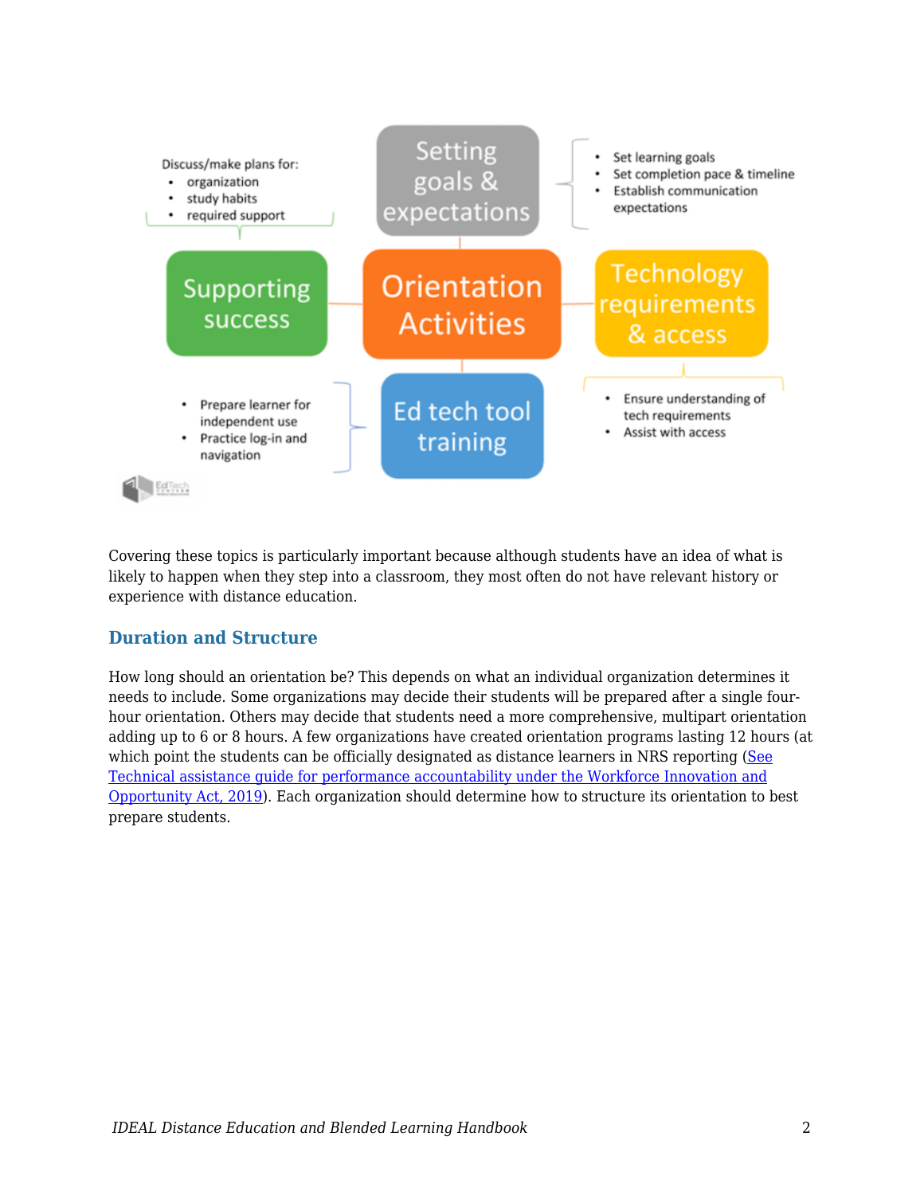**Orientation Activities**

**Setting goals & expectations**
- Set learning goals
- Set completion pace & timeline
- Establish communication expectations

**Technology requirements & access**
- Ensure understanding of tech requirements
- Assist with access

**Ed tech tool training**
- Prepare learner for independent use
- Practice log-in and navigation

**Supporting success**

Discuss/make plans for:
- organization
- study habits
- required support

Covering these topics is particularly important because although students have an idea of what is likely to happen when they step into a classroom, they most often do not have relevant history or experience with distance education.

### Duration and Structure

How long should an orientation be? This depends on what an individual organization determines it needs to include. Some organizations may decide their students will be prepared after a single four-hour orientation. Others may decide that students need a more comprehensive, multipart orientation adding up to 6 or 8 hours. A few organizations have created orientation programs lasting 12 hours (at which point the students can be officially designated as distance learners in NRS reporting (See Technical assistance guide for performance accountability under the Workforce Innovation and Opportunity Act, 2019). Each organization should determine how to structure its orientation to best prepare students.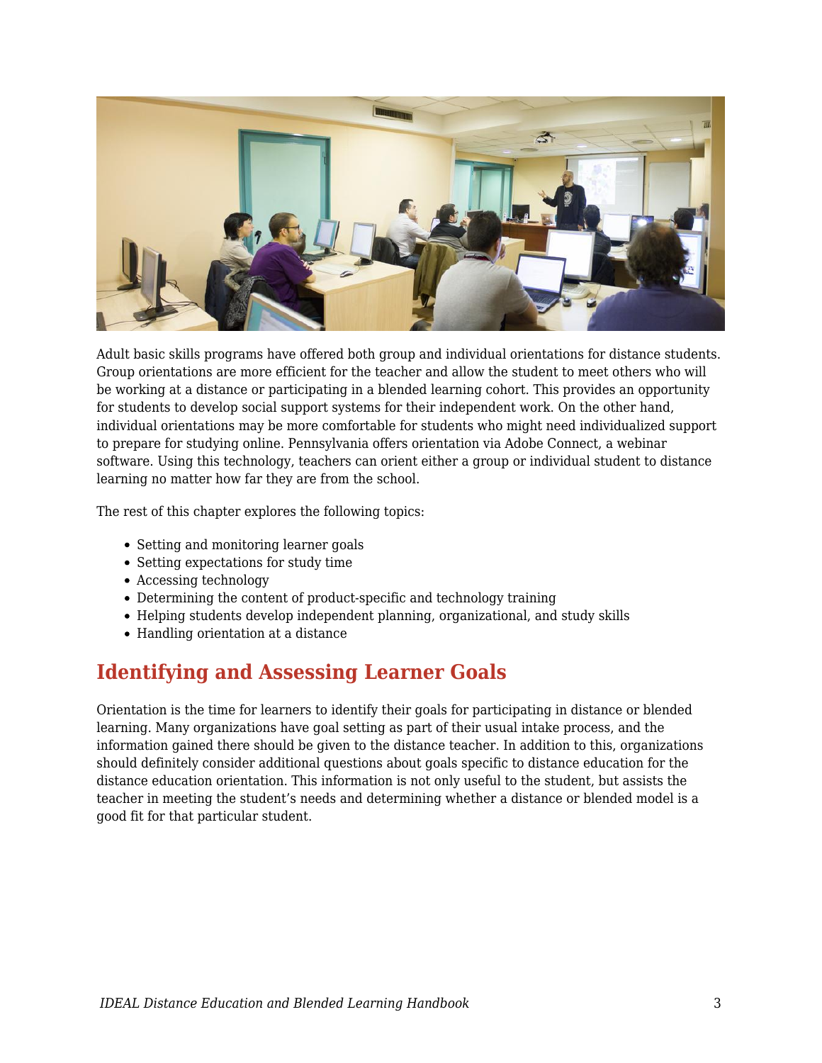Adult basic skills programs have offered both group and individual orientations for distance students. Group orientations are more efficient for the teacher and allow the student to meet others who will be working at a distance or participating in a blended learning cohort. This provides an opportunity for students to develop social support systems for their independent work. On the other hand, individual orientations may be more comfortable for students who might need individualized support to prepare for studying online. Pennsylvania offers orientation via Adobe Connect, a webinar software. Using this technology, teachers can orient either a group or individual student to distance learning no matter how far they are from the school.

The rest of this chapter explores the following topics:

- Setting and monitoring learner goals
- Setting expectations for study time
- Accessing technology
- Determining the content of product-specific and technology training
- Helping students develop independent planning, organizational, and study skills
- Handling orientation at a distance

## Identifying and Assessing Learner Goals

Orientation is the time for learners to identify their goals for participating in distance or blended learning. Many organizations have goal setting as part of their usual intake process, and the information gained there should be given to the distance teacher. In addition to this, organizations should definitely consider additional questions about goals specific to distance education for the distance education orientation. This information is not only useful to the student, but assists the teacher in meeting the student's needs and determining whether a distance or blended model is a good fit for that particular student.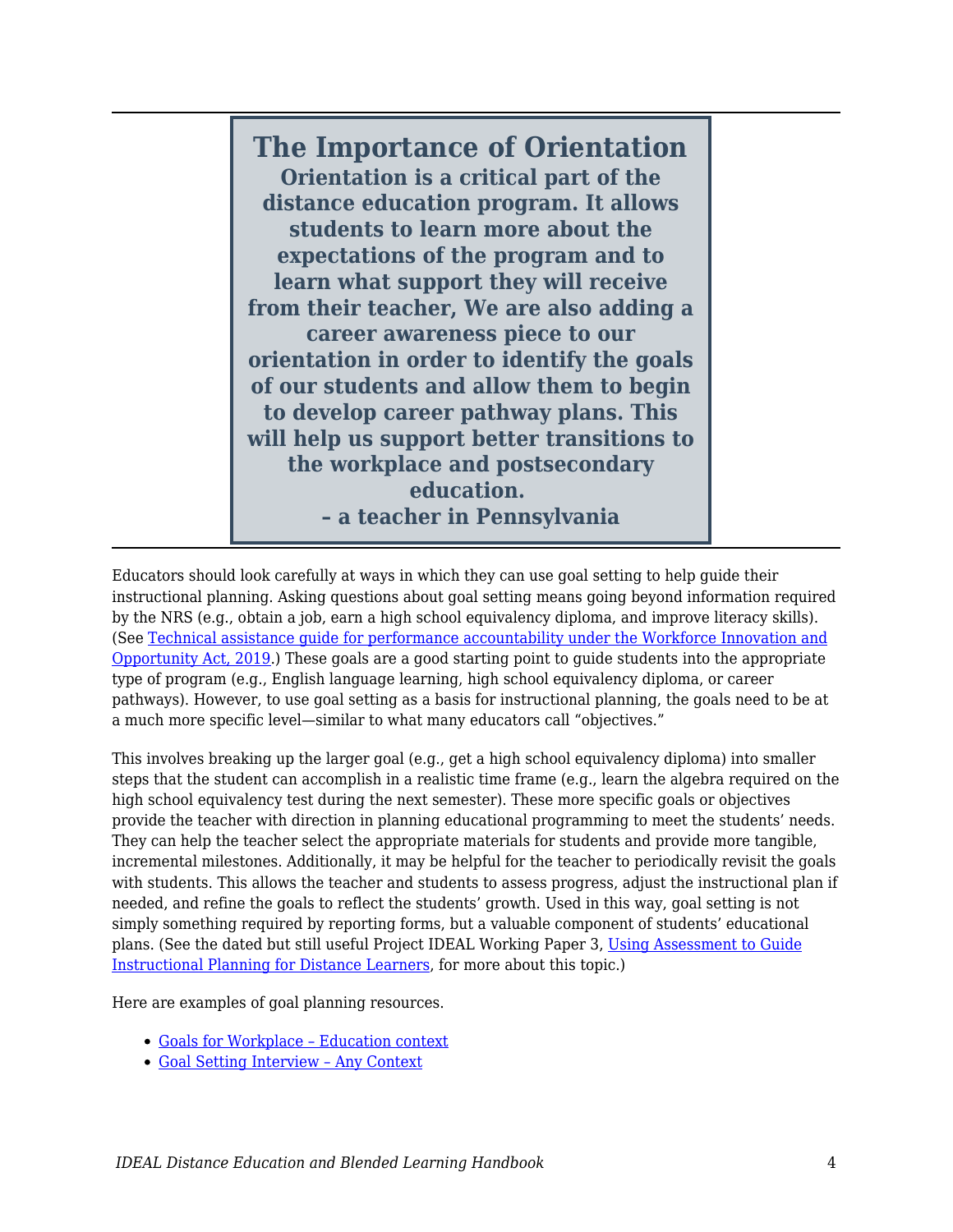---

> **The Importance of Orientation**
>
> **Orientation is a critical part of the distance education program. It allows students to learn more about the expectations of the program and to learn what support they will receive from their teacher, We are also adding a career awareness piece to our orientation in order to identify the goals of our students and allow them to begin to develop career pathway plans. This will help us support better transitions to the workplace and postsecondary education.**
>
> **– a teacher in Pennsylvania**

---

Educators should look carefully at ways in which they can use goal setting to help guide their instructional planning. Asking questions about goal setting means going beyond information required by the NRS (e.g., obtain a job, earn a high school equivalency diploma, and improve literacy skills). (See Technical assistance guide for performance accountability under the Workforce Innovation and Opportunity Act, 2019.) These goals are a good starting point to guide students into the appropriate type of program (e.g., English language learning, high school equivalency diploma, or career pathways). However, to use goal setting as a basis for instructional planning, the goals need to be at a much more specific level—similar to what many educators call "objectives."

This involves breaking up the larger goal (e.g., get a high school equivalency diploma) into smaller steps that the student can accomplish in a realistic time frame (e.g., learn the algebra required on the high school equivalency test during the next semester). These more specific goals or objectives provide the teacher with direction in planning educational programming to meet the students' needs. They can help the teacher select the appropriate materials for students and provide more tangible, incremental milestones. Additionally, it may be helpful for the teacher to periodically revisit the goals with students. This allows the teacher and students to assess progress, adjust the instructional plan if needed, and refine the goals to reflect the students' growth. Used in this way, goal setting is not simply something required by reporting forms, but a valuable component of students' educational plans. (See the dated but still useful Project IDEAL Working Paper 3, Using Assessment to Guide Instructional Planning for Distance Learners, for more about this topic.)

Here are examples of goal planning resources.

- Goals for Workplace – Education context
- Goal Setting Interview – Any Context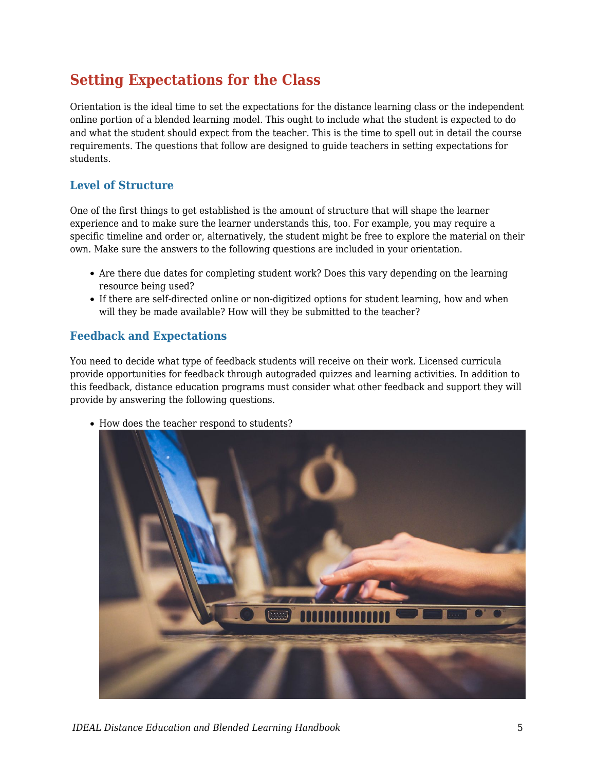## Setting Expectations for the Class

Orientation is the ideal time to set the expectations for the distance learning class or the independent online portion of a blended learning model. This ought to include what the student is expected to do and what the student should expect from the teacher. This is the time to spell out in detail the course requirements. The questions that follow are designed to guide teachers in setting expectations for students.

### Level of Structure

One of the first things to get established is the amount of structure that will shape the learner experience and to make sure the learner understands this, too. For example, you may require a specific timeline and order or, alternatively, the student might be free to explore the material on their own. Make sure the answers to the following questions are included in your orientation.

- Are there due dates for completing student work? Does this vary depending on the learning resource being used?
- If there are self-directed online or non-digitized options for student learning, how and when will they be made available? How will they be submitted to the teacher?

### Feedback and Expectations

You need to decide what type of feedback students will receive on their work. Licensed curricula provide opportunities for feedback through autograded quizzes and learning activities. In addition to this feedback, distance education programs must consider what other feedback and support they will provide by answering the following questions.

- How does the teacher respond to students?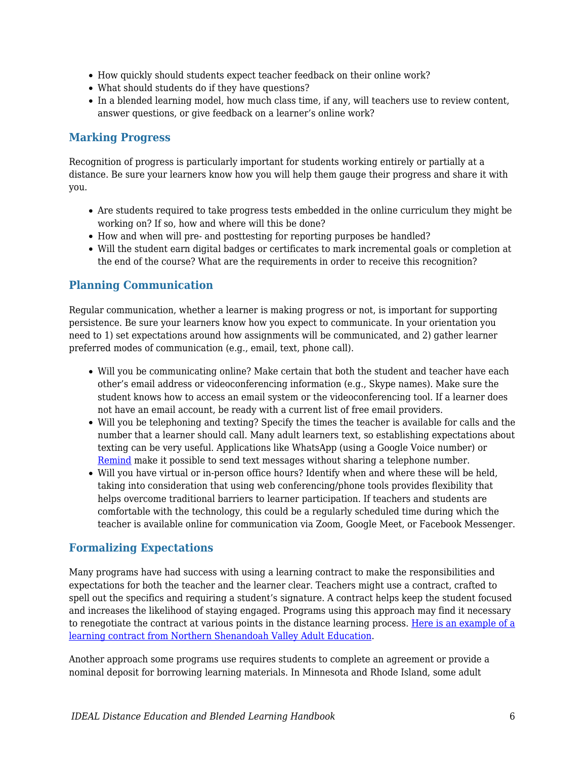- How quickly should students expect teacher feedback on their online work?
- What should students do if they have questions?
- In a blended learning model, how much class time, if any, will teachers use to review content, answer questions, or give feedback on a learner's online work?

## Marking Progress

Recognition of progress is particularly important for students working entirely or partially at a distance. Be sure your learners know how you will help them gauge their progress and share it with you.

- Are students required to take progress tests embedded in the online curriculum they might be working on? If so, how and where will this be done?
- How and when will pre- and posttesting for reporting purposes be handled?
- Will the student earn digital badges or certificates to mark incremental goals or completion at the end of the course? What are the requirements in order to receive this recognition?

## Planning Communication

Regular communication, whether a learner is making progress or not, is important for supporting persistence. Be sure your learners know how you expect to communicate. In your orientation you need to 1) set expectations around how assignments will be communicated, and 2) gather learner preferred modes of communication (e.g., email, text, phone call).

- Will you be communicating online? Make certain that both the student and teacher have each other's email address or videoconferencing information (e.g., Skype names). Make sure the student knows how to access an email system or the videoconferencing tool. If a learner does not have an email account, be ready with a current list of free email providers.
- Will you be telephoning and texting? Specify the times the teacher is available for calls and the number that a learner should call. Many adult learners text, so establishing expectations about texting can be very useful. Applications like WhatsApp (using a Google Voice number) or [Remind]() make it possible to send text messages without sharing a telephone number.
- Will you have virtual or in-person office hours? Identify when and where these will be held, taking into consideration that using web conferencing/phone tools provides flexibility that helps overcome traditional barriers to learner participation. If teachers and students are comfortable with the technology, this could be a regularly scheduled time during which the teacher is available online for communication via Zoom, Google Meet, or Facebook Messenger.

## Formalizing Expectations

Many programs have had success with using a learning contract to make the responsibilities and expectations for both the teacher and the learner clear. Teachers might use a contract, crafted to spell out the specifics and requiring a student's signature. A contract helps keep the student focused and increases the likelihood of staying engaged. Programs using this approach may find it necessary to renegotiate the contract at various points in the distance learning process. [Here is an example of a learning contract from Northern Shenandoah Valley Adult Education]().

Another approach some programs use requires students to complete an agreement or provide a nominal deposit for borrowing learning materials. In Minnesota and Rhode Island, some adult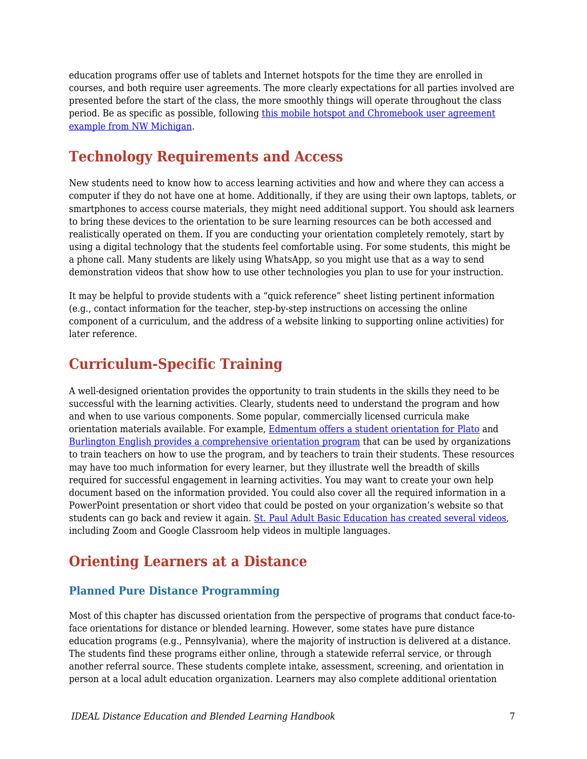education programs offer use of tablets and Internet hotspots for the time they are enrolled in courses, and both require user agreements. The more clearly expectations for all parties involved are presented before the start of the class, the more smoothly things will operate throughout the class period. Be as specific as possible, following this mobile hotspot and Chromebook user agreement example from NW Michigan.

## Technology Requirements and Access

New students need to know how to access learning activities and how and where they can access a computer if they do not have one at home. Additionally, if they are using their own laptops, tablets, or smartphones to access course materials, they might need additional support. You should ask learners to bring these devices to the orientation to be sure learning resources can be both accessed and realistically operated on them. If you are conducting your orientation completely remotely, start by using a digital technology that the students feel comfortable using. For some students, this might be a phone call. Many students are likely using WhatsApp, so you might use that as a way to send demonstration videos that show how to use other technologies you plan to use for your instruction.

It may be helpful to provide students with a "quick reference" sheet listing pertinent information (e.g., contact information for the teacher, step-by-step instructions on accessing the online component of a curriculum, and the address of a website linking to supporting online activities) for later reference.

## Curriculum-Specific Training

A well-designed orientation provides the opportunity to train students in the skills they need to be successful with the learning activities. Clearly, students need to understand the program and how and when to use various components. Some popular, commercially licensed curricula make orientation materials available. For example, Edmentum offers a student orientation for Plato and Burlington English provides a comprehensive orientation program that can be used by organizations to train teachers on how to use the program, and by teachers to train their students. These resources may have too much information for every learner, but they illustrate well the breadth of skills required for successful engagement in learning activities. You may want to create your own help document based on the information provided. You could also cover all the required information in a PowerPoint presentation or short video that could be posted on your organization's website so that students can go back and review it again. St. Paul Adult Basic Education has created several videos, including Zoom and Google Classroom help videos in multiple languages.

## Orienting Learners at a Distance

### Planned Pure Distance Programming

Most of this chapter has discussed orientation from the perspective of programs that conduct face-to-face orientations for distance or blended learning. However, some states have pure distance education programs (e.g., Pennsylvania), where the majority of instruction is delivered at a distance. The students find these programs either online, through a statewide referral service, or through another referral source. These students complete intake, assessment, screening, and orientation in person at a local adult education organization. Learners may also complete additional orientation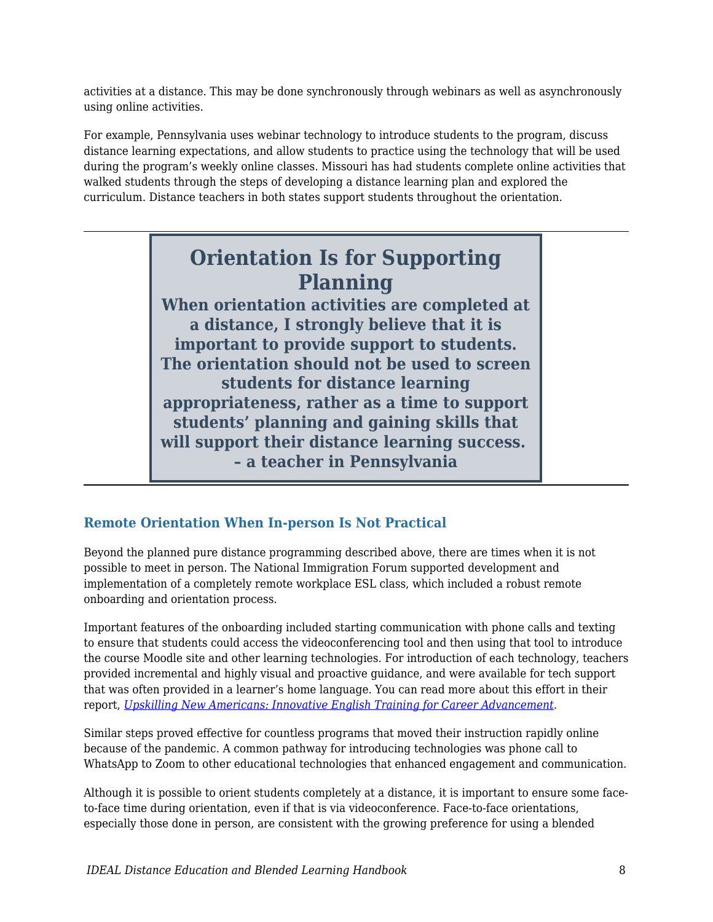activities at a distance. This may be done synchronously through webinars as well as asynchronously using online activities.

For example, Pennsylvania uses webinar technology to introduce students to the program, discuss distance learning expectations, and allow students to practice using the technology that will be used during the program's weekly online classes. Missouri has had students complete online activities that walked students through the steps of developing a distance learning plan and explored the curriculum. Distance teachers in both states support students throughout the orientation.

---

> ## Orientation Is for Supporting Planning
>
> **When orientation activities are completed at a distance, I strongly believe that it is important to provide support to students. The orientation should not be used to screen students for distance learning appropriateness, rather as a time to support students' planning and gaining skills that will support their distance learning success.**
> **– a teacher in Pennsylvania**

---

### Remote Orientation When In-person Is Not Practical

Beyond the planned pure distance programming described above, there are times when it is not possible to meet in person. The National Immigration Forum supported development and implementation of a completely remote workplace ESL class, which included a robust remote onboarding and orientation process.

Important features of the onboarding included starting communication with phone calls and texting to ensure that students could access the videoconferencing tool and then using that tool to introduce the course Moodle site and other learning technologies. For introduction of each technology, teachers provided incremental and highly visual and proactive guidance, and were available for tech support that was often provided in a learner's home language. You can read more about this effort in their report, *Upskilling New Americans: Innovative English Training for Career Advancement*.

Similar steps proved effective for countless programs that moved their instruction rapidly online because of the pandemic. A common pathway for introducing technologies was phone call to WhatsApp to Zoom to other educational technologies that enhanced engagement and communication.

Although it is possible to orient students completely at a distance, it is important to ensure some face-to-face time during orientation, even if that is via videoconference. Face-to-face orientations, especially those done in person, are consistent with the growing preference for using a blended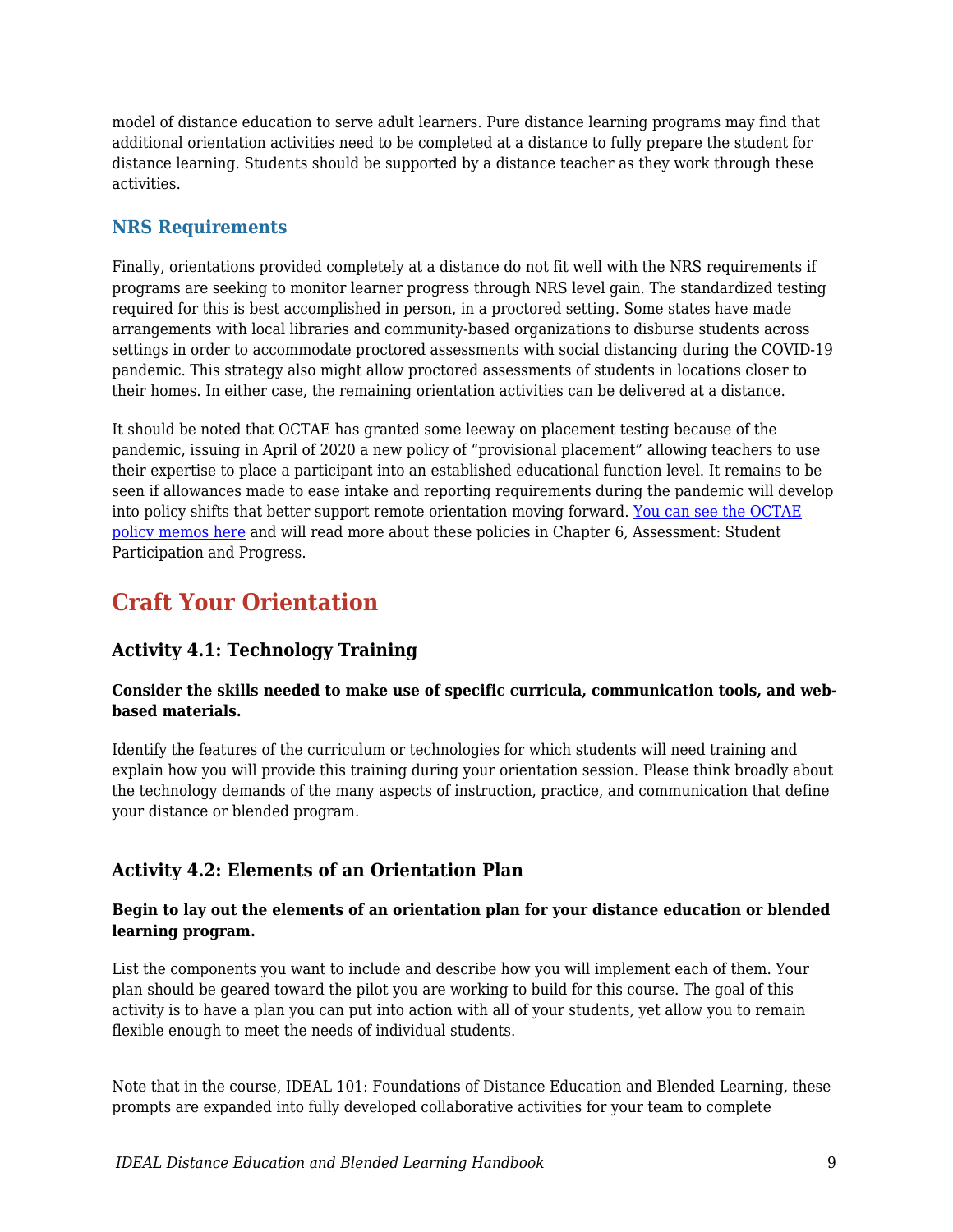model of distance education to serve adult learners. Pure distance learning programs may find that additional orientation activities need to be completed at a distance to fully prepare the student for distance learning. Students should be supported by a distance teacher as they work through these activities.

### NRS Requirements

Finally, orientations provided completely at a distance do not fit well with the NRS requirements if programs are seeking to monitor learner progress through NRS level gain. The standardized testing required for this is best accomplished in person, in a proctored setting. Some states have made arrangements with local libraries and community-based organizations to disburse students across settings in order to accommodate proctored assessments with social distancing during the COVID-19 pandemic. This strategy also might allow proctored assessments of students in locations closer to their homes. In either case, the remaining orientation activities can be delivered at a distance.

It should be noted that OCTAE has granted some leeway on placement testing because of the pandemic, issuing in April of 2020 a new policy of “provisional placement” allowing teachers to use their expertise to place a participant into an established educational function level. It remains to be seen if allowances made to ease intake and reporting requirements during the pandemic will develop into policy shifts that better support remote orientation moving forward. You can see the OCTAE policy memos here and will read more about these policies in Chapter 6, Assessment: Student Participation and Progress.

## Craft Your Orientation

### Activity 4.1: Technology Training

**Consider the skills needed to make use of specific curricula, communication tools, and web-based materials.**

Identify the features of the curriculum or technologies for which students will need training and explain how you will provide this training during your orientation session. Please think broadly about the technology demands of the many aspects of instruction, practice, and communication that define your distance or blended program.

### Activity 4.2: Elements of an Orientation Plan

**Begin to lay out the elements of an orientation plan for your distance education or blended learning program.**

List the components you want to include and describe how you will implement each of them. Your plan should be geared toward the pilot you are working to build for this course. The goal of this activity is to have a plan you can put into action with all of your students, yet allow you to remain flexible enough to meet the needs of individual students.

Note that in the course, IDEAL 101: Foundations of Distance Education and Blended Learning, these prompts are expanded into fully developed collaborative activities for your team to complete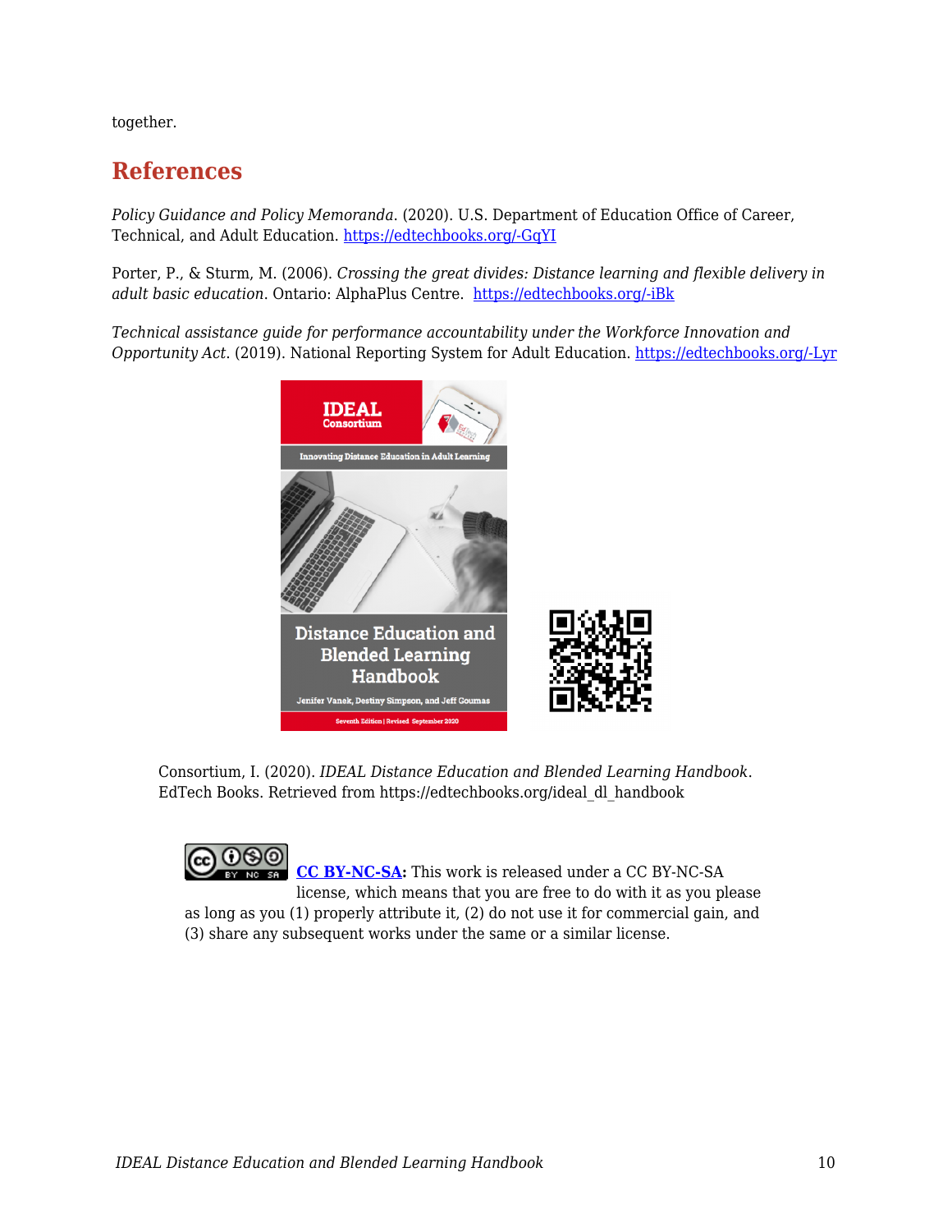together.

## References

*Policy Guidance and Policy Memoranda*. (2020). U.S. Department of Education Office of Career, Technical, and Adult Education. [https://edtechbooks.org/-GqYI](https://edtechbooks.org/-GqYI)

Porter, P., & Sturm, M. (2006). *Crossing the great divides: Distance learning and flexible delivery in adult basic education*. Ontario: AlphaPlus Centre. [https://edtechbooks.org/-iBk](https://edtechbooks.org/-iBk)

*Technical assistance guide for performance accountability under the Workforce Innovation and Opportunity Act*. (2019). National Reporting System for Adult Education. [https://edtechbooks.org/-Lyr](https://edtechbooks.org/-Lyr)

Consortium, I. (2020). *IDEAL Distance Education and Blended Learning Handbook*. EdTech Books. Retrieved from https://edtechbooks.org/ideal_dl_handbook

**[CC BY-NC-SA](https://creativecommons.org/licenses/by-nc-sa/4.0/):** This work is released under a CC BY-NC-SA license, which means that you are free to do with it as you please as long as you (1) properly attribute it, (2) do not use it for commercial gain, and (3) share any subsequent works under the same or a similar license.